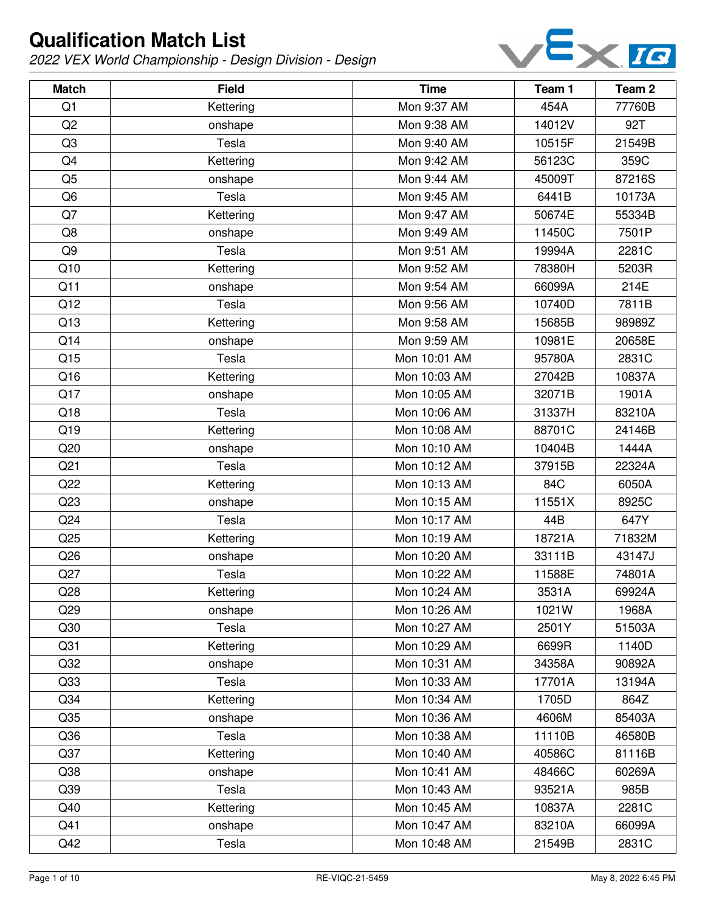# Qualification Match List

*2022 VEX World Championship - Design Division - Design*

| Match | Field | Time | Team 1 | Team 2 |
|---|---|---|---|---|
| Q1 | Kettering | Mon 9:37 AM | 454A | 77760B |
| Q2 | onshape | Mon 9:38 AM | 14012V | 92T |
| Q3 | Tesla | Mon 9:40 AM | 10515F | 21549B |
| Q4 | Kettering | Mon 9:42 AM | 56123C | 359C |
| Q5 | onshape | Mon 9:44 AM | 45009T | 87216S |
| Q6 | Tesla | Mon 9:45 AM | 6441B | 10173A |
| Q7 | Kettering | Mon 9:47 AM | 50674E | 55334B |
| Q8 | onshape | Mon 9:49 AM | 11450C | 7501P |
| Q9 | Tesla | Mon 9:51 AM | 19994A | 2281C |
| Q10 | Kettering | Mon 9:52 AM | 78380H | 5203R |
| Q11 | onshape | Mon 9:54 AM | 66099A | 214E |
| Q12 | Tesla | Mon 9:56 AM | 10740D | 7811B |
| Q13 | Kettering | Mon 9:58 AM | 15685B | 98989Z |
| Q14 | onshape | Mon 9:59 AM | 10981E | 20658E |
| Q15 | Tesla | Mon 10:01 AM | 95780A | 2831C |
| Q16 | Kettering | Mon 10:03 AM | 27042B | 10837A |
| Q17 | onshape | Mon 10:05 AM | 32071B | 1901A |
| Q18 | Tesla | Mon 10:06 AM | 31337H | 83210A |
| Q19 | Kettering | Mon 10:08 AM | 88701C | 24146B |
| Q20 | onshape | Mon 10:10 AM | 10404B | 1444A |
| Q21 | Tesla | Mon 10:12 AM | 37915B | 22324A |
| Q22 | Kettering | Mon 10:13 AM | 84C | 6050A |
| Q23 | onshape | Mon 10:15 AM | 11551X | 8925C |
| Q24 | Tesla | Mon 10:17 AM | 44B | 647Y |
| Q25 | Kettering | Mon 10:19 AM | 18721A | 71832M |
| Q26 | onshape | Mon 10:20 AM | 33111B | 43147J |
| Q27 | Tesla | Mon 10:22 AM | 11588E | 74801A |
| Q28 | Kettering | Mon 10:24 AM | 3531A | 69924A |
| Q29 | onshape | Mon 10:26 AM | 1021W | 1968A |
| Q30 | Tesla | Mon 10:27 AM | 2501Y | 51503A |
| Q31 | Kettering | Mon 10:29 AM | 6699R | 1140D |
| Q32 | onshape | Mon 10:31 AM | 34358A | 90892A |
| Q33 | Tesla | Mon 10:33 AM | 17701A | 13194A |
| Q34 | Kettering | Mon 10:34 AM | 1705D | 864Z |
| Q35 | onshape | Mon 10:36 AM | 4606M | 85403A |
| Q36 | Tesla | Mon 10:38 AM | 11110B | 46580B |
| Q37 | Kettering | Mon 10:40 AM | 40586C | 81116B |
| Q38 | onshape | Mon 10:41 AM | 48466C | 60269A |
| Q39 | Tesla | Mon 10:43 AM | 93521A | 985B |
| Q40 | Kettering | Mon 10:45 AM | 10837A | 2281C |
| Q41 | onshape | Mon 10:47 AM | 83210A | 66099A |
| Q42 | Tesla | Mon 10:48 AM | 21549B | 2831C |

RE-VIQC-21-5459

May 8, 2022 6:45 PM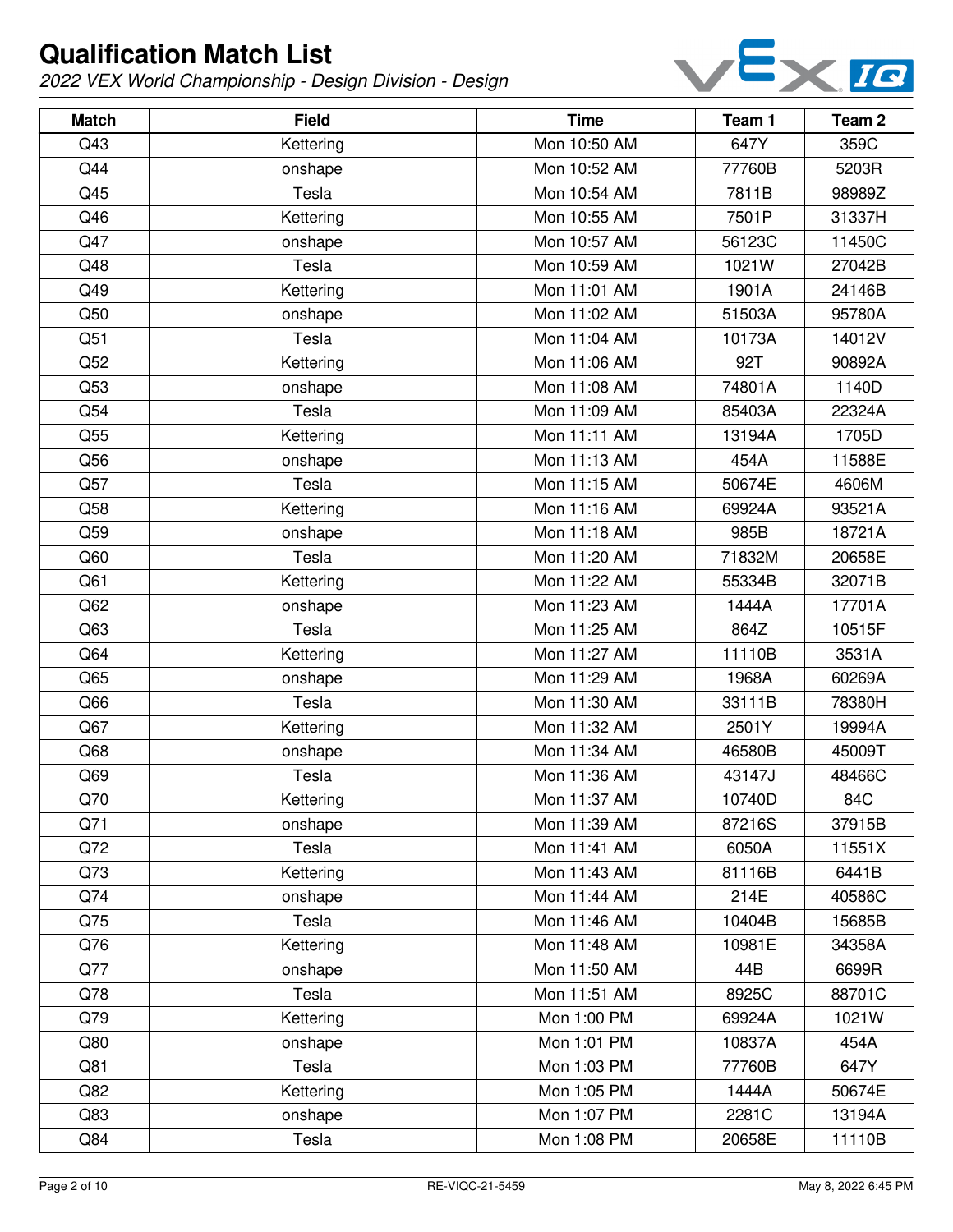# Qualification Match List

*2022 VEX World Championship - Design Division - Design*

| Match | Field | Time | Team 1 | Team 2 |
|---|---|---|---|---|
| Q43 | Kettering | Mon 10:50 AM | 647Y | 359C |
| Q44 | onshape | Mon 10:52 AM | 77760B | 5203R |
| Q45 | Tesla | Mon 10:54 AM | 7811B | 98989Z |
| Q46 | Kettering | Mon 10:55 AM | 7501P | 31337H |
| Q47 | onshape | Mon 10:57 AM | 56123C | 11450C |
| Q48 | Tesla | Mon 10:59 AM | 1021W | 27042B |
| Q49 | Kettering | Mon 11:01 AM | 1901A | 24146B |
| Q50 | onshape | Mon 11:02 AM | 51503A | 95780A |
| Q51 | Tesla | Mon 11:04 AM | 10173A | 14012V |
| Q52 | Kettering | Mon 11:06 AM | 92T | 90892A |
| Q53 | onshape | Mon 11:08 AM | 74801A | 1140D |
| Q54 | Tesla | Mon 11:09 AM | 85403A | 22324A |
| Q55 | Kettering | Mon 11:11 AM | 13194A | 1705D |
| Q56 | onshape | Mon 11:13 AM | 454A | 11588E |
| Q57 | Tesla | Mon 11:15 AM | 50674E | 4606M |
| Q58 | Kettering | Mon 11:16 AM | 69924A | 93521A |
| Q59 | onshape | Mon 11:18 AM | 985B | 18721A |
| Q60 | Tesla | Mon 11:20 AM | 71832M | 20658E |
| Q61 | Kettering | Mon 11:22 AM | 55334B | 32071B |
| Q62 | onshape | Mon 11:23 AM | 1444A | 17701A |
| Q63 | Tesla | Mon 11:25 AM | 864Z | 10515F |
| Q64 | Kettering | Mon 11:27 AM | 11110B | 3531A |
| Q65 | onshape | Mon 11:29 AM | 1968A | 60269A |
| Q66 | Tesla | Mon 11:30 AM | 33111B | 78380H |
| Q67 | Kettering | Mon 11:32 AM | 2501Y | 19994A |
| Q68 | onshape | Mon 11:34 AM | 46580B | 45009T |
| Q69 | Tesla | Mon 11:36 AM | 43147J | 48466C |
| Q70 | Kettering | Mon 11:37 AM | 10740D | 84C |
| Q71 | onshape | Mon 11:39 AM | 87216S | 37915B |
| Q72 | Tesla | Mon 11:41 AM | 6050A | 11551X |
| Q73 | Kettering | Mon 11:43 AM | 81116B | 6441B |
| Q74 | onshape | Mon 11:44 AM | 214E | 40586C |
| Q75 | Tesla | Mon 11:46 AM | 10404B | 15685B |
| Q76 | Kettering | Mon 11:48 AM | 10981E | 34358A |
| Q77 | onshape | Mon 11:50 AM | 44B | 6699R |
| Q78 | Tesla | Mon 11:51 AM | 8925C | 88701C |
| Q79 | Kettering | Mon 1:00 PM | 69924A | 1021W |
| Q80 | onshape | Mon 1:01 PM | 10837A | 454A |
| Q81 | Tesla | Mon 1:03 PM | 77760B | 647Y |
| Q82 | Kettering | Mon 1:05 PM | 1444A | 50674E |
| Q83 | onshape | Mon 1:07 PM | 2281C | 13194A |
| Q84 | Tesla | Mon 1:08 PM | 20658E | 11110B |

RE-VIQC-21-5459

May 8, 2022 6:45 PM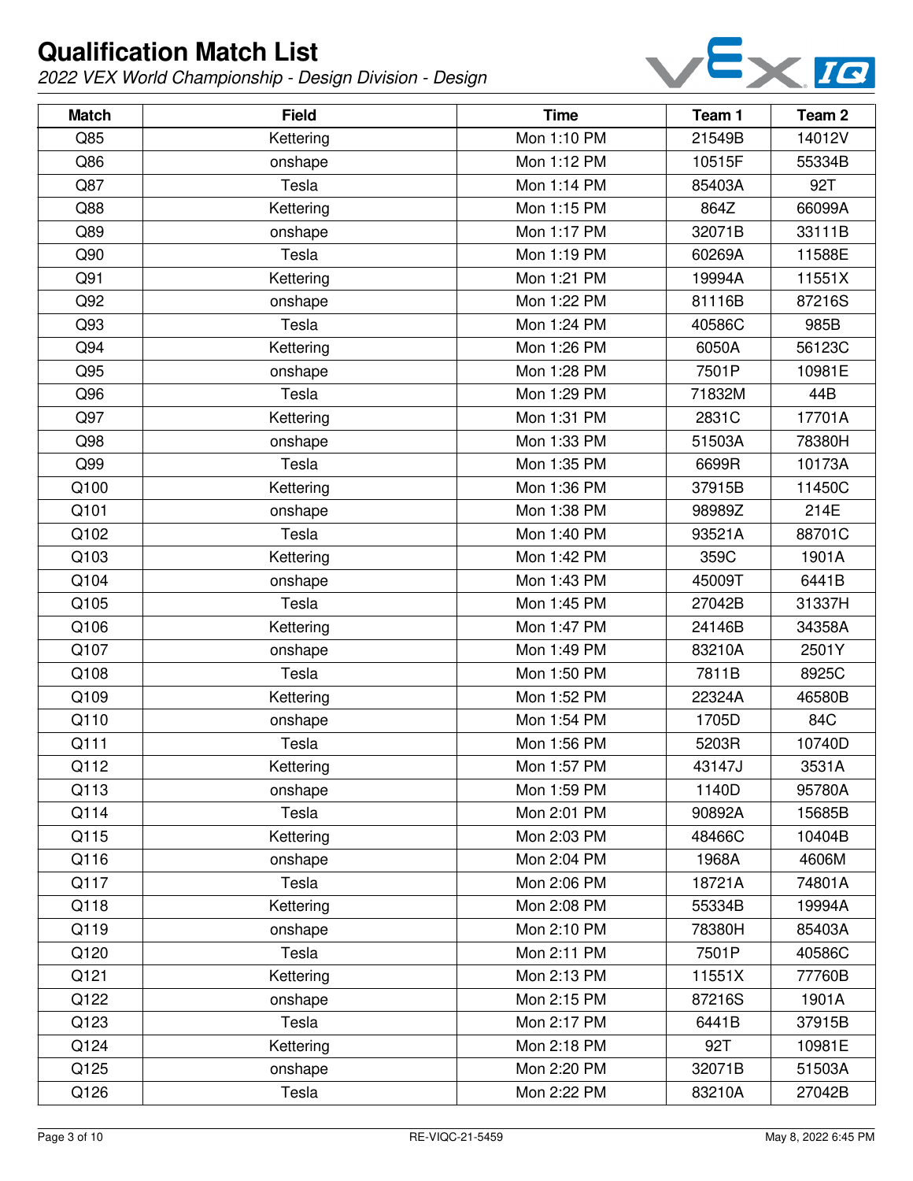# Qualification Match List

*2022 VEX World Championship - Design Division - Design*

| Match | Field | Time | Team 1 | Team 2 |
|---|---|---|---|---|
| Q85 | Kettering | Mon 1:10 PM | 21549B | 14012V |
| Q86 | onshape | Mon 1:12 PM | 10515F | 55334B |
| Q87 | Tesla | Mon 1:14 PM | 85403A | 92T |
| Q88 | Kettering | Mon 1:15 PM | 864Z | 66099A |
| Q89 | onshape | Mon 1:17 PM | 32071B | 33111B |
| Q90 | Tesla | Mon 1:19 PM | 60269A | 11588E |
| Q91 | Kettering | Mon 1:21 PM | 19994A | 11551X |
| Q92 | onshape | Mon 1:22 PM | 81116B | 87216S |
| Q93 | Tesla | Mon 1:24 PM | 40586C | 985B |
| Q94 | Kettering | Mon 1:26 PM | 6050A | 56123C |
| Q95 | onshape | Mon 1:28 PM | 7501P | 10981E |
| Q96 | Tesla | Mon 1:29 PM | 71832M | 44B |
| Q97 | Kettering | Mon 1:31 PM | 2831C | 17701A |
| Q98 | onshape | Mon 1:33 PM | 51503A | 78380H |
| Q99 | Tesla | Mon 1:35 PM | 6699R | 10173A |
| Q100 | Kettering | Mon 1:36 PM | 37915B | 11450C |
| Q101 | onshape | Mon 1:38 PM | 98989Z | 214E |
| Q102 | Tesla | Mon 1:40 PM | 93521A | 88701C |
| Q103 | Kettering | Mon 1:42 PM | 359C | 1901A |
| Q104 | onshape | Mon 1:43 PM | 45009T | 6441B |
| Q105 | Tesla | Mon 1:45 PM | 27042B | 31337H |
| Q106 | Kettering | Mon 1:47 PM | 24146B | 34358A |
| Q107 | onshape | Mon 1:49 PM | 83210A | 2501Y |
| Q108 | Tesla | Mon 1:50 PM | 7811B | 8925C |
| Q109 | Kettering | Mon 1:52 PM | 22324A | 46580B |
| Q110 | onshape | Mon 1:54 PM | 1705D | 84C |
| Q111 | Tesla | Mon 1:56 PM | 5203R | 10740D |
| Q112 | Kettering | Mon 1:57 PM | 43147J | 3531A |
| Q113 | onshape | Mon 1:59 PM | 1140D | 95780A |
| Q114 | Tesla | Mon 2:01 PM | 90892A | 15685B |
| Q115 | Kettering | Mon 2:03 PM | 48466C | 10404B |
| Q116 | onshape | Mon 2:04 PM | 1968A | 4606M |
| Q117 | Tesla | Mon 2:06 PM | 18721A | 74801A |
| Q118 | Kettering | Mon 2:08 PM | 55334B | 19994A |
| Q119 | onshape | Mon 2:10 PM | 78380H | 85403A |
| Q120 | Tesla | Mon 2:11 PM | 7501P | 40586C |
| Q121 | Kettering | Mon 2:13 PM | 11551X | 77760B |
| Q122 | onshape | Mon 2:15 PM | 87216S | 1901A |
| Q123 | Tesla | Mon 2:17 PM | 6441B | 37915B |
| Q124 | Kettering | Mon 2:18 PM | 92T | 10981E |
| Q125 | onshape | Mon 2:20 PM | 32071B | 51503A |
| Q126 | Tesla | Mon 2:22 PM | 83210A | 27042B |

RE-VIQC-21-5459

May 8, 2022 6:45 PM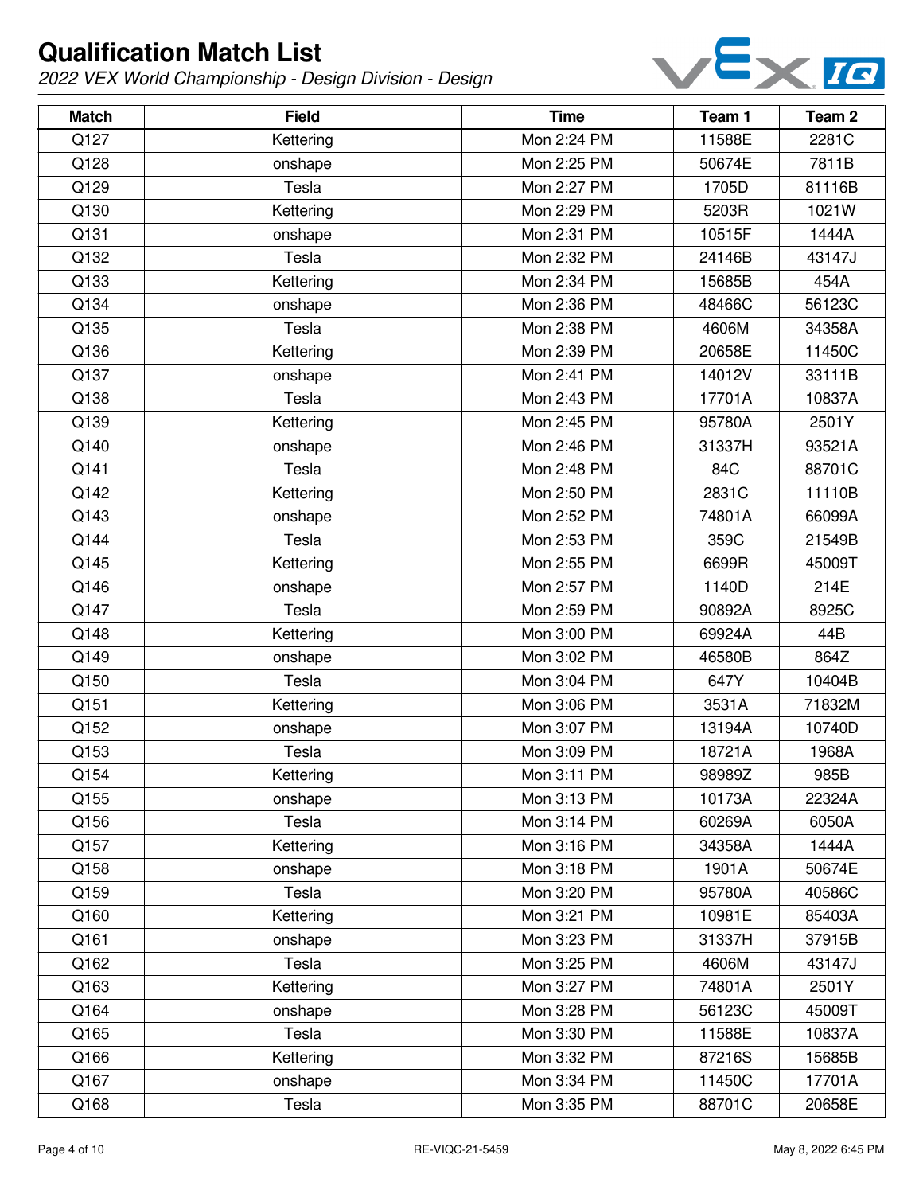# Qualification Match List

*2022 VEX World Championship - Design Division - Design*

| Match | Field | Time | Team 1 | Team 2 |
|---|---|---|---|---|
| Q127 | Kettering | Mon 2:24 PM | 11588E | 2281C |
| Q128 | onshape | Mon 2:25 PM | 50674E | 7811B |
| Q129 | Tesla | Mon 2:27 PM | 1705D | 81116B |
| Q130 | Kettering | Mon 2:29 PM | 5203R | 1021W |
| Q131 | onshape | Mon 2:31 PM | 10515F | 1444A |
| Q132 | Tesla | Mon 2:32 PM | 24146B | 43147J |
| Q133 | Kettering | Mon 2:34 PM | 15685B | 454A |
| Q134 | onshape | Mon 2:36 PM | 48466C | 56123C |
| Q135 | Tesla | Mon 2:38 PM | 4606M | 34358A |
| Q136 | Kettering | Mon 2:39 PM | 20658E | 11450C |
| Q137 | onshape | Mon 2:41 PM | 14012V | 33111B |
| Q138 | Tesla | Mon 2:43 PM | 17701A | 10837A |
| Q139 | Kettering | Mon 2:45 PM | 95780A | 2501Y |
| Q140 | onshape | Mon 2:46 PM | 31337H | 93521A |
| Q141 | Tesla | Mon 2:48 PM | 84C | 88701C |
| Q142 | Kettering | Mon 2:50 PM | 2831C | 11110B |
| Q143 | onshape | Mon 2:52 PM | 74801A | 66099A |
| Q144 | Tesla | Mon 2:53 PM | 359C | 21549B |
| Q145 | Kettering | Mon 2:55 PM | 6699R | 45009T |
| Q146 | onshape | Mon 2:57 PM | 1140D | 214E |
| Q147 | Tesla | Mon 2:59 PM | 90892A | 8925C |
| Q148 | Kettering | Mon 3:00 PM | 69924A | 44B |
| Q149 | onshape | Mon 3:02 PM | 46580B | 864Z |
| Q150 | Tesla | Mon 3:04 PM | 647Y | 10404B |
| Q151 | Kettering | Mon 3:06 PM | 3531A | 71832M |
| Q152 | onshape | Mon 3:07 PM | 13194A | 10740D |
| Q153 | Tesla | Mon 3:09 PM | 18721A | 1968A |
| Q154 | Kettering | Mon 3:11 PM | 98989Z | 985B |
| Q155 | onshape | Mon 3:13 PM | 10173A | 22324A |
| Q156 | Tesla | Mon 3:14 PM | 60269A | 6050A |
| Q157 | Kettering | Mon 3:16 PM | 34358A | 1444A |
| Q158 | onshape | Mon 3:18 PM | 1901A | 50674E |
| Q159 | Tesla | Mon 3:20 PM | 95780A | 40586C |
| Q160 | Kettering | Mon 3:21 PM | 10981E | 85403A |
| Q161 | onshape | Mon 3:23 PM | 31337H | 37915B |
| Q162 | Tesla | Mon 3:25 PM | 4606M | 43147J |
| Q163 | Kettering | Mon 3:27 PM | 74801A | 2501Y |
| Q164 | onshape | Mon 3:28 PM | 56123C | 45009T |
| Q165 | Tesla | Mon 3:30 PM | 11588E | 10837A |
| Q166 | Kettering | Mon 3:32 PM | 87216S | 15685B |
| Q167 | onshape | Mon 3:34 PM | 11450C | 17701A |
| Q168 | Tesla | Mon 3:35 PM | 88701C | 20658E |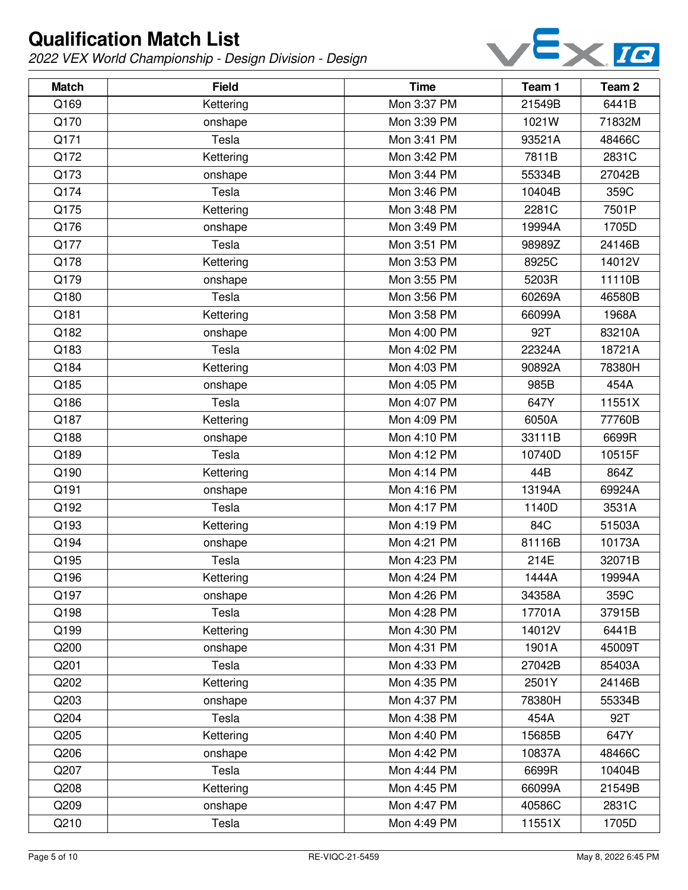# Qualification Match List

*2022 VEX World Championship - Design Division - Design*

| Match | Field | Time | Team 1 | Team 2 |
|---|---|---|---|---|
| Q169 | Kettering | Mon 3:37 PM | 21549B | 6441B |
| Q170 | onshape | Mon 3:39 PM | 1021W | 71832M |
| Q171 | Tesla | Mon 3:41 PM | 93521A | 48466C |
| Q172 | Kettering | Mon 3:42 PM | 7811B | 2831C |
| Q173 | onshape | Mon 3:44 PM | 55334B | 27042B |
| Q174 | Tesla | Mon 3:46 PM | 10404B | 359C |
| Q175 | Kettering | Mon 3:48 PM | 2281C | 7501P |
| Q176 | onshape | Mon 3:49 PM | 19994A | 1705D |
| Q177 | Tesla | Mon 3:51 PM | 98989Z | 24146B |
| Q178 | Kettering | Mon 3:53 PM | 8925C | 14012V |
| Q179 | onshape | Mon 3:55 PM | 5203R | 11110B |
| Q180 | Tesla | Mon 3:56 PM | 60269A | 46580B |
| Q181 | Kettering | Mon 3:58 PM | 66099A | 1968A |
| Q182 | onshape | Mon 4:00 PM | 92T | 83210A |
| Q183 | Tesla | Mon 4:02 PM | 22324A | 18721A |
| Q184 | Kettering | Mon 4:03 PM | 90892A | 78380H |
| Q185 | onshape | Mon 4:05 PM | 985B | 454A |
| Q186 | Tesla | Mon 4:07 PM | 647Y | 11551X |
| Q187 | Kettering | Mon 4:09 PM | 6050A | 77760B |
| Q188 | onshape | Mon 4:10 PM | 33111B | 6699R |
| Q189 | Tesla | Mon 4:12 PM | 10740D | 10515F |
| Q190 | Kettering | Mon 4:14 PM | 44B | 864Z |
| Q191 | onshape | Mon 4:16 PM | 13194A | 69924A |
| Q192 | Tesla | Mon 4:17 PM | 1140D | 3531A |
| Q193 | Kettering | Mon 4:19 PM | 84C | 51503A |
| Q194 | onshape | Mon 4:21 PM | 81116B | 10173A |
| Q195 | Tesla | Mon 4:23 PM | 214E | 32071B |
| Q196 | Kettering | Mon 4:24 PM | 1444A | 19994A |
| Q197 | onshape | Mon 4:26 PM | 34358A | 359C |
| Q198 | Tesla | Mon 4:28 PM | 17701A | 37915B |
| Q199 | Kettering | Mon 4:30 PM | 14012V | 6441B |
| Q200 | onshape | Mon 4:31 PM | 1901A | 45009T |
| Q201 | Tesla | Mon 4:33 PM | 27042B | 85403A |
| Q202 | Kettering | Mon 4:35 PM | 2501Y | 24146B |
| Q203 | onshape | Mon 4:37 PM | 78380H | 55334B |
| Q204 | Tesla | Mon 4:38 PM | 454A | 92T |
| Q205 | Kettering | Mon 4:40 PM | 15685B | 647Y |
| Q206 | onshape | Mon 4:42 PM | 10837A | 48466C |
| Q207 | Tesla | Mon 4:44 PM | 6699R | 10404B |
| Q208 | Kettering | Mon 4:45 PM | 66099A | 21549B |
| Q209 | onshape | Mon 4:47 PM | 40586C | 2831C |
| Q210 | Tesla | Mon 4:49 PM | 11551X | 1705D |

RE-VIQC-21-5459

May 8, 2022 6:45 PM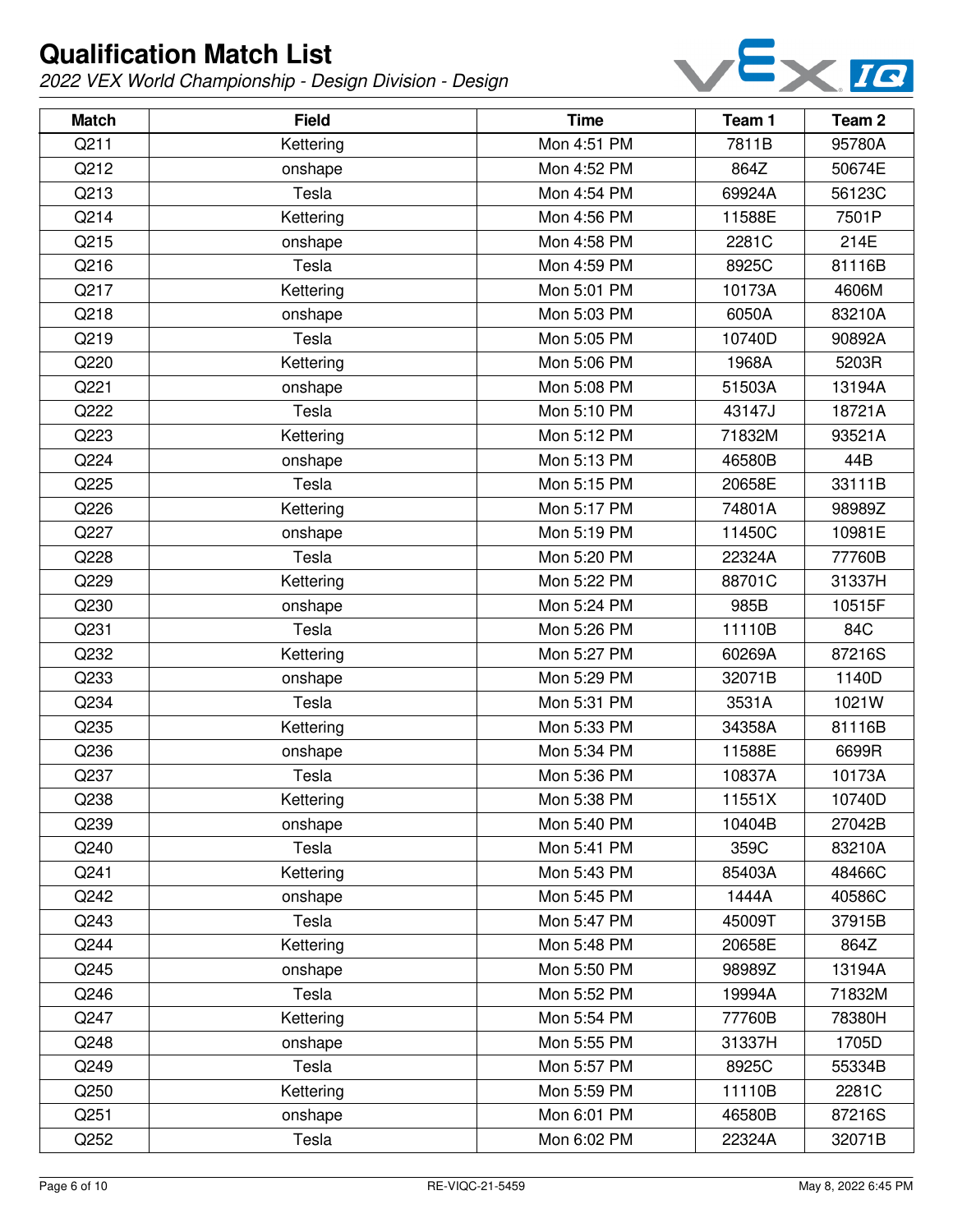# Qualification Match List

*2022 VEX World Championship - Design Division - Design*

| Match | Field | Time | Team 1 | Team 2 |
|---|---|---|---|---|
| Q211 | Kettering | Mon 4:51 PM | 7811B | 95780A |
| Q212 | onshape | Mon 4:52 PM | 864Z | 50674E |
| Q213 | Tesla | Mon 4:54 PM | 69924A | 56123C |
| Q214 | Kettering | Mon 4:56 PM | 11588E | 7501P |
| Q215 | onshape | Mon 4:58 PM | 2281C | 214E |
| Q216 | Tesla | Mon 4:59 PM | 8925C | 81116B |
| Q217 | Kettering | Mon 5:01 PM | 10173A | 4606M |
| Q218 | onshape | Mon 5:03 PM | 6050A | 83210A |
| Q219 | Tesla | Mon 5:05 PM | 10740D | 90892A |
| Q220 | Kettering | Mon 5:06 PM | 1968A | 5203R |
| Q221 | onshape | Mon 5:08 PM | 51503A | 13194A |
| Q222 | Tesla | Mon 5:10 PM | 43147J | 18721A |
| Q223 | Kettering | Mon 5:12 PM | 71832M | 93521A |
| Q224 | onshape | Mon 5:13 PM | 46580B | 44B |
| Q225 | Tesla | Mon 5:15 PM | 20658E | 33111B |
| Q226 | Kettering | Mon 5:17 PM | 74801A | 98989Z |
| Q227 | onshape | Mon 5:19 PM | 11450C | 10981E |
| Q228 | Tesla | Mon 5:20 PM | 22324A | 77760B |
| Q229 | Kettering | Mon 5:22 PM | 88701C | 31337H |
| Q230 | onshape | Mon 5:24 PM | 985B | 10515F |
| Q231 | Tesla | Mon 5:26 PM | 11110B | 84C |
| Q232 | Kettering | Mon 5:27 PM | 60269A | 87216S |
| Q233 | onshape | Mon 5:29 PM | 32071B | 1140D |
| Q234 | Tesla | Mon 5:31 PM | 3531A | 1021W |
| Q235 | Kettering | Mon 5:33 PM | 34358A | 81116B |
| Q236 | onshape | Mon 5:34 PM | 11588E | 6699R |
| Q237 | Tesla | Mon 5:36 PM | 10837A | 10173A |
| Q238 | Kettering | Mon 5:38 PM | 11551X | 10740D |
| Q239 | onshape | Mon 5:40 PM | 10404B | 27042B |
| Q240 | Tesla | Mon 5:41 PM | 359C | 83210A |
| Q241 | Kettering | Mon 5:43 PM | 85403A | 48466C |
| Q242 | onshape | Mon 5:45 PM | 1444A | 40586C |
| Q243 | Tesla | Mon 5:47 PM | 45009T | 37915B |
| Q244 | Kettering | Mon 5:48 PM | 20658E | 864Z |
| Q245 | onshape | Mon 5:50 PM | 98989Z | 13194A |
| Q246 | Tesla | Mon 5:52 PM | 19994A | 71832M |
| Q247 | Kettering | Mon 5:54 PM | 77760B | 78380H |
| Q248 | onshape | Mon 5:55 PM | 31337H | 1705D |
| Q249 | Tesla | Mon 5:57 PM | 8925C | 55334B |
| Q250 | Kettering | Mon 5:59 PM | 11110B | 2281C |
| Q251 | onshape | Mon 6:01 PM | 46580B | 87216S |
| Q252 | Tesla | Mon 6:02 PM | 22324A | 32071B |

RE-VIQC-21-5459

May 8, 2022 6:45 PM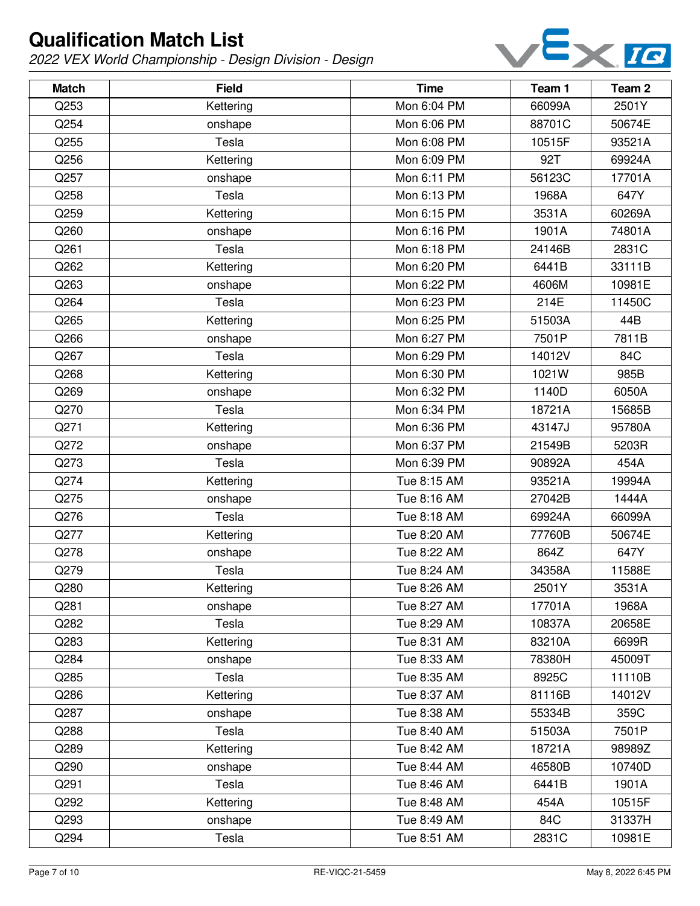# Qualification Match List

*2022 VEX World Championship - Design Division - Design*

| Match | Field | Time | Team 1 | Team 2 |
|---|---|---|---|---|
| Q253 | Kettering | Mon 6:04 PM | 66099A | 2501Y |
| Q254 | onshape | Mon 6:06 PM | 88701C | 50674E |
| Q255 | Tesla | Mon 6:08 PM | 10515F | 93521A |
| Q256 | Kettering | Mon 6:09 PM | 92T | 69924A |
| Q257 | onshape | Mon 6:11 PM | 56123C | 17701A |
| Q258 | Tesla | Mon 6:13 PM | 1968A | 647Y |
| Q259 | Kettering | Mon 6:15 PM | 3531A | 60269A |
| Q260 | onshape | Mon 6:16 PM | 1901A | 74801A |
| Q261 | Tesla | Mon 6:18 PM | 24146B | 2831C |
| Q262 | Kettering | Mon 6:20 PM | 6441B | 33111B |
| Q263 | onshape | Mon 6:22 PM | 4606M | 10981E |
| Q264 | Tesla | Mon 6:23 PM | 214E | 11450C |
| Q265 | Kettering | Mon 6:25 PM | 51503A | 44B |
| Q266 | onshape | Mon 6:27 PM | 7501P | 7811B |
| Q267 | Tesla | Mon 6:29 PM | 14012V | 84C |
| Q268 | Kettering | Mon 6:30 PM | 1021W | 985B |
| Q269 | onshape | Mon 6:32 PM | 1140D | 6050A |
| Q270 | Tesla | Mon 6:34 PM | 18721A | 15685B |
| Q271 | Kettering | Mon 6:36 PM | 43147J | 95780A |
| Q272 | onshape | Mon 6:37 PM | 21549B | 5203R |
| Q273 | Tesla | Mon 6:39 PM | 90892A | 454A |
| Q274 | Kettering | Tue 8:15 AM | 93521A | 19994A |
| Q275 | onshape | Tue 8:16 AM | 27042B | 1444A |
| Q276 | Tesla | Tue 8:18 AM | 69924A | 66099A |
| Q277 | Kettering | Tue 8:20 AM | 77760B | 50674E |
| Q278 | onshape | Tue 8:22 AM | 864Z | 647Y |
| Q279 | Tesla | Tue 8:24 AM | 34358A | 11588E |
| Q280 | Kettering | Tue 8:26 AM | 2501Y | 3531A |
| Q281 | onshape | Tue 8:27 AM | 17701A | 1968A |
| Q282 | Tesla | Tue 8:29 AM | 10837A | 20658E |
| Q283 | Kettering | Tue 8:31 AM | 83210A | 6699R |
| Q284 | onshape | Tue 8:33 AM | 78380H | 45009T |
| Q285 | Tesla | Tue 8:35 AM | 8925C | 11110B |
| Q286 | Kettering | Tue 8:37 AM | 81116B | 14012V |
| Q287 | onshape | Tue 8:38 AM | 55334B | 359C |
| Q288 | Tesla | Tue 8:40 AM | 51503A | 7501P |
| Q289 | Kettering | Tue 8:42 AM | 18721A | 98989Z |
| Q290 | onshape | Tue 8:44 AM | 46580B | 10740D |
| Q291 | Tesla | Tue 8:46 AM | 6441B | 1901A |
| Q292 | Kettering | Tue 8:48 AM | 454A | 10515F |
| Q293 | onshape | Tue 8:49 AM | 84C | 31337H |
| Q294 | Tesla | Tue 8:51 AM | 2831C | 10981E |

RE-VIQC-21-5459

May 8, 2022 6:45 PM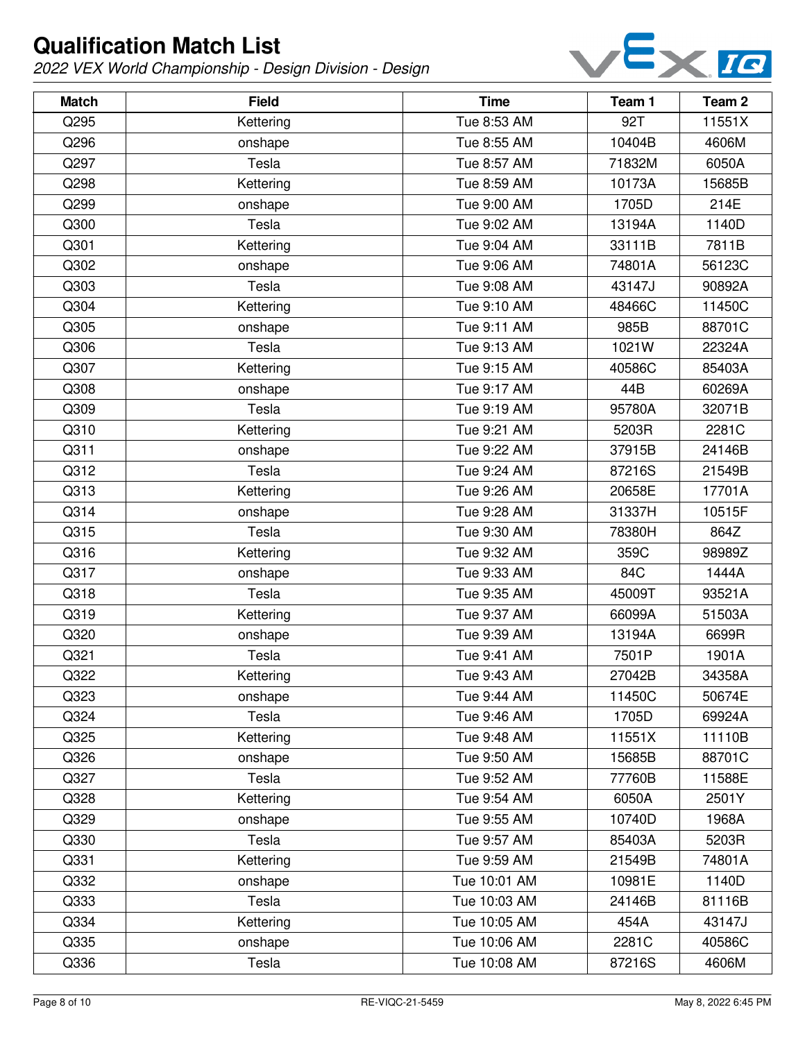# Qualification Match List

*2022 VEX World Championship - Design Division - Design*

| Match | Field | Time | Team 1 | Team 2 |
|---|---|---|---|---|
| Q295 | Kettering | Tue 8:53 AM | 92T | 11551X |
| Q296 | onshape | Tue 8:55 AM | 10404B | 4606M |
| Q297 | Tesla | Tue 8:57 AM | 71832M | 6050A |
| Q298 | Kettering | Tue 8:59 AM | 10173A | 15685B |
| Q299 | onshape | Tue 9:00 AM | 1705D | 214E |
| Q300 | Tesla | Tue 9:02 AM | 13194A | 1140D |
| Q301 | Kettering | Tue 9:04 AM | 33111B | 7811B |
| Q302 | onshape | Tue 9:06 AM | 74801A | 56123C |
| Q303 | Tesla | Tue 9:08 AM | 43147J | 90892A |
| Q304 | Kettering | Tue 9:10 AM | 48466C | 11450C |
| Q305 | onshape | Tue 9:11 AM | 985B | 88701C |
| Q306 | Tesla | Tue 9:13 AM | 1021W | 22324A |
| Q307 | Kettering | Tue 9:15 AM | 40586C | 85403A |
| Q308 | onshape | Tue 9:17 AM | 44B | 60269A |
| Q309 | Tesla | Tue 9:19 AM | 95780A | 32071B |
| Q310 | Kettering | Tue 9:21 AM | 5203R | 2281C |
| Q311 | onshape | Tue 9:22 AM | 37915B | 24146B |
| Q312 | Tesla | Tue 9:24 AM | 87216S | 21549B |
| Q313 | Kettering | Tue 9:26 AM | 20658E | 17701A |
| Q314 | onshape | Tue 9:28 AM | 31337H | 10515F |
| Q315 | Tesla | Tue 9:30 AM | 78380H | 864Z |
| Q316 | Kettering | Tue 9:32 AM | 359C | 98989Z |
| Q317 | onshape | Tue 9:33 AM | 84C | 1444A |
| Q318 | Tesla | Tue 9:35 AM | 45009T | 93521A |
| Q319 | Kettering | Tue 9:37 AM | 66099A | 51503A |
| Q320 | onshape | Tue 9:39 AM | 13194A | 6699R |
| Q321 | Tesla | Tue 9:41 AM | 7501P | 1901A |
| Q322 | Kettering | Tue 9:43 AM | 27042B | 34358A |
| Q323 | onshape | Tue 9:44 AM | 11450C | 50674E |
| Q324 | Tesla | Tue 9:46 AM | 1705D | 69924A |
| Q325 | Kettering | Tue 9:48 AM | 11551X | 11110B |
| Q326 | onshape | Tue 9:50 AM | 15685B | 88701C |
| Q327 | Tesla | Tue 9:52 AM | 77760B | 11588E |
| Q328 | Kettering | Tue 9:54 AM | 6050A | 2501Y |
| Q329 | onshape | Tue 9:55 AM | 10740D | 1968A |
| Q330 | Tesla | Tue 9:57 AM | 85403A | 5203R |
| Q331 | Kettering | Tue 9:59 AM | 21549B | 74801A |
| Q332 | onshape | Tue 10:01 AM | 10981E | 1140D |
| Q333 | Tesla | Tue 10:03 AM | 24146B | 81116B |
| Q334 | Kettering | Tue 10:05 AM | 454A | 43147J |
| Q335 | onshape | Tue 10:06 AM | 2281C | 40586C |
| Q336 | Tesla | Tue 10:08 AM | 87216S | 4606M |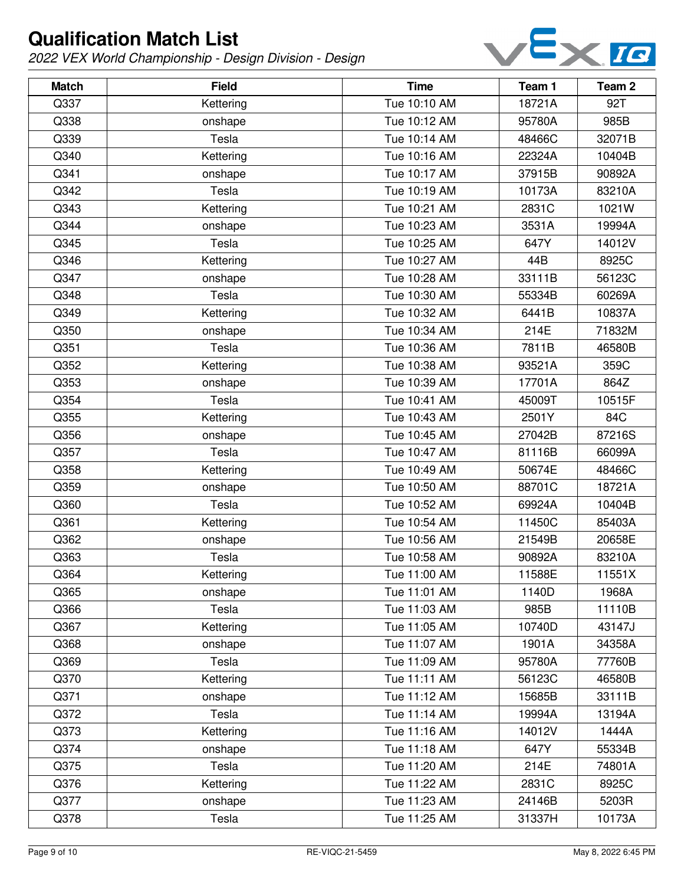# Qualification Match List

*2022 VEX World Championship - Design Division - Design*

| Match | Field | Time | Team 1 | Team 2 |
|---|---|---|---|---|
| Q337 | Kettering | Tue 10:10 AM | 18721A | 92T |
| Q338 | onshape | Tue 10:12 AM | 95780A | 985B |
| Q339 | Tesla | Tue 10:14 AM | 48466C | 32071B |
| Q340 | Kettering | Tue 10:16 AM | 22324A | 10404B |
| Q341 | onshape | Tue 10:17 AM | 37915B | 90892A |
| Q342 | Tesla | Tue 10:19 AM | 10173A | 83210A |
| Q343 | Kettering | Tue 10:21 AM | 2831C | 1021W |
| Q344 | onshape | Tue 10:23 AM | 3531A | 19994A |
| Q345 | Tesla | Tue 10:25 AM | 647Y | 14012V |
| Q346 | Kettering | Tue 10:27 AM | 44B | 8925C |
| Q347 | onshape | Tue 10:28 AM | 33111B | 56123C |
| Q348 | Tesla | Tue 10:30 AM | 55334B | 60269A |
| Q349 | Kettering | Tue 10:32 AM | 6441B | 10837A |
| Q350 | onshape | Tue 10:34 AM | 214E | 71832M |
| Q351 | Tesla | Tue 10:36 AM | 7811B | 46580B |
| Q352 | Kettering | Tue 10:38 AM | 93521A | 359C |
| Q353 | onshape | Tue 10:39 AM | 17701A | 864Z |
| Q354 | Tesla | Tue 10:41 AM | 45009T | 10515F |
| Q355 | Kettering | Tue 10:43 AM | 2501Y | 84C |
| Q356 | onshape | Tue 10:45 AM | 27042B | 87216S |
| Q357 | Tesla | Tue 10:47 AM | 81116B | 66099A |
| Q358 | Kettering | Tue 10:49 AM | 50674E | 48466C |
| Q359 | onshape | Tue 10:50 AM | 88701C | 18721A |
| Q360 | Tesla | Tue 10:52 AM | 69924A | 10404B |
| Q361 | Kettering | Tue 10:54 AM | 11450C | 85403A |
| Q362 | onshape | Tue 10:56 AM | 21549B | 20658E |
| Q363 | Tesla | Tue 10:58 AM | 90892A | 83210A |
| Q364 | Kettering | Tue 11:00 AM | 11588E | 11551X |
| Q365 | onshape | Tue 11:01 AM | 1140D | 1968A |
| Q366 | Tesla | Tue 11:03 AM | 985B | 11110B |
| Q367 | Kettering | Tue 11:05 AM | 10740D | 43147J |
| Q368 | onshape | Tue 11:07 AM | 1901A | 34358A |
| Q369 | Tesla | Tue 11:09 AM | 95780A | 77760B |
| Q370 | Kettering | Tue 11:11 AM | 56123C | 46580B |
| Q371 | onshape | Tue 11:12 AM | 15685B | 33111B |
| Q372 | Tesla | Tue 11:14 AM | 19994A | 13194A |
| Q373 | Kettering | Tue 11:16 AM | 14012V | 1444A |
| Q374 | onshape | Tue 11:18 AM | 647Y | 55334B |
| Q375 | Tesla | Tue 11:20 AM | 214E | 74801A |
| Q376 | Kettering | Tue 11:22 AM | 2831C | 8925C |
| Q377 | onshape | Tue 11:23 AM | 24146B | 5203R |
| Q378 | Tesla | Tue 11:25 AM | 31337H | 10173A |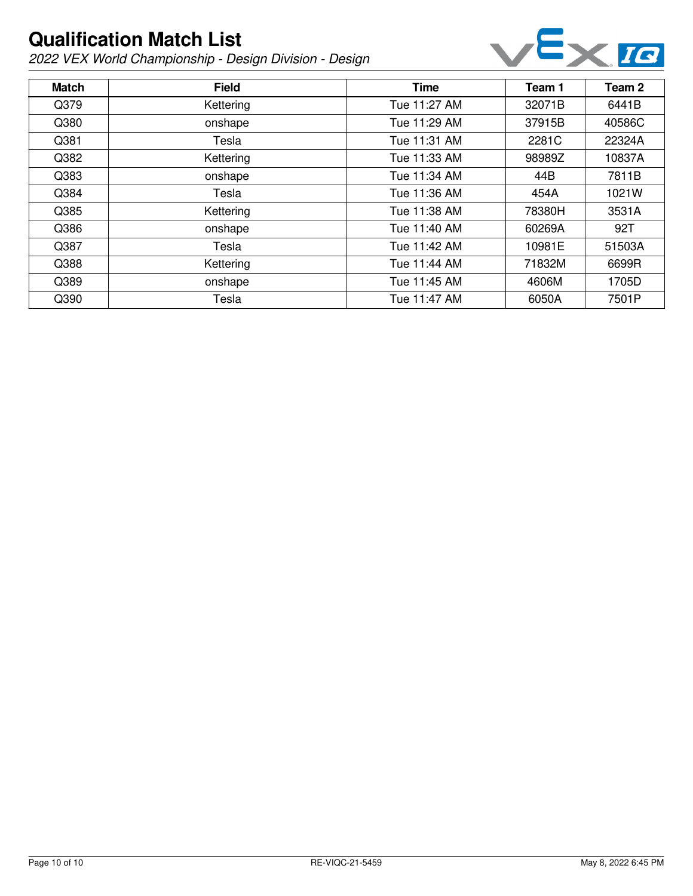# Qualification Match List

*2022 VEX World Championship - Design Division - Design*

| Match | Field | Time | Team 1 | Team 2 |
|---|---|---|---|---|
| Q379 | Kettering | Tue 11:27 AM | 32071B | 6441B |
| Q380 | onshape | Tue 11:29 AM | 37915B | 40586C |
| Q381 | Tesla | Tue 11:31 AM | 2281C | 22324A |
| Q382 | Kettering | Tue 11:33 AM | 98989Z | 10837A |
| Q383 | onshape | Tue 11:34 AM | 44B | 7811B |
| Q384 | Tesla | Tue 11:36 AM | 454A | 1021W |
| Q385 | Kettering | Tue 11:38 AM | 78380H | 3531A |
| Q386 | onshape | Tue 11:40 AM | 60269A | 92T |
| Q387 | Tesla | Tue 11:42 AM | 10981E | 51503A |
| Q388 | Kettering | Tue 11:44 AM | 71832M | 6699R |
| Q389 | onshape | Tue 11:45 AM | 4606M | 1705D |
| Q390 | Tesla | Tue 11:47 AM | 6050A | 7501P |

RE-VIQC-21-5459

May 8, 2022 6:45 PM